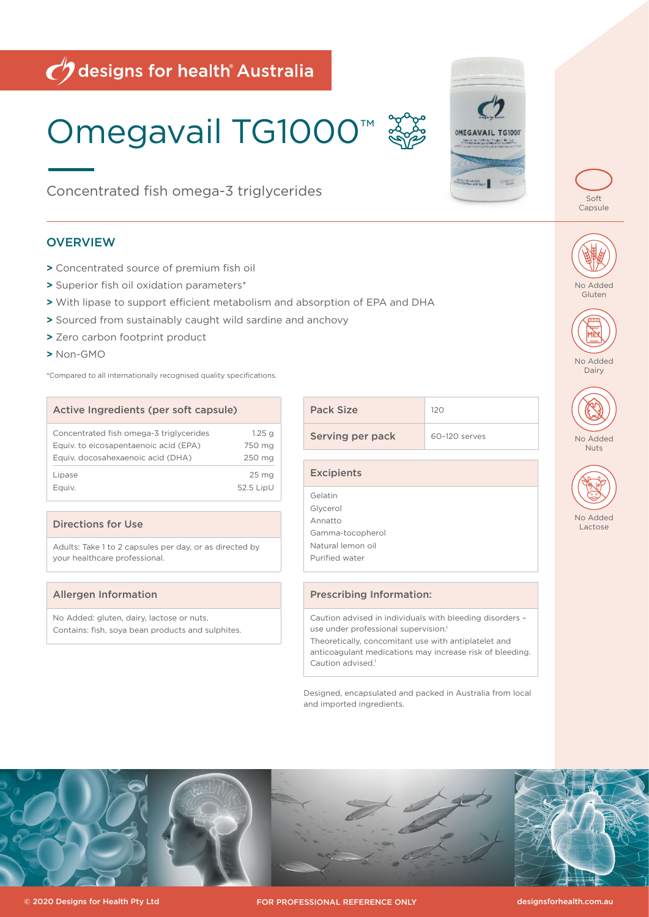designs for health® Australia

# Omegavail TG1000™

Concentrated fish omega-3 triglycerides

Soft Capsule

No Added Gluten

No Added Dairy

No Added Nuts

No Added Lactose

## OVERVIEW

> Concentrated source of premium fish oil
> Superior fish oil oxidation parameters*
> With lipase to support efficient metabolism and absorption of EPA and DHA
> Sourced from sustainably caught wild sardine and anchovy
> Zero carbon footprint product
> Non-GMO

*Compared to all internationally recognised quality specifications.

| Active Ingredients (per soft capsule) | |
|---|---|
| Concentrated fish omega-3 triglycerides | 1.25 g |
| Equiv. to eicosapentaenoic acid (EPA) | 750 mg |
| Equiv. docosahexaenoic acid (DHA) | 250 mg |
| Lipase | 25 mg |
| Equiv. | 52.5 LipU |

### Directions for Use

Adults: Take 1 to 2 capsules per day, or as directed by your healthcare professional.

### Allergen Information

No Added: gluten, dairy, lactose or nuts.
Contains: fish, soya bean products and sulphites.

| Pack Size | 120 |
|---|---|
| Serving per pack | 60–120 serves |

### Excipients

Gelatin
Glycerol
Annatto
Gamma-tocopherol
Natural lemon oil
Purified water

### Prescribing Information:

Caution advised in individuals with bleeding disorders – use under professional supervision.[1]
Theoretically, concomitant use with antiplatelet and anticoagulant medications may increase risk of bleeding. Caution advised.[1]

Designed, encapsulated and packed in Australia from local and imported ingredients.

© 2020 Designs for Health Pty Ltd FOR PROFESSIONAL REFERENCE ONLY designsforhealth.com.au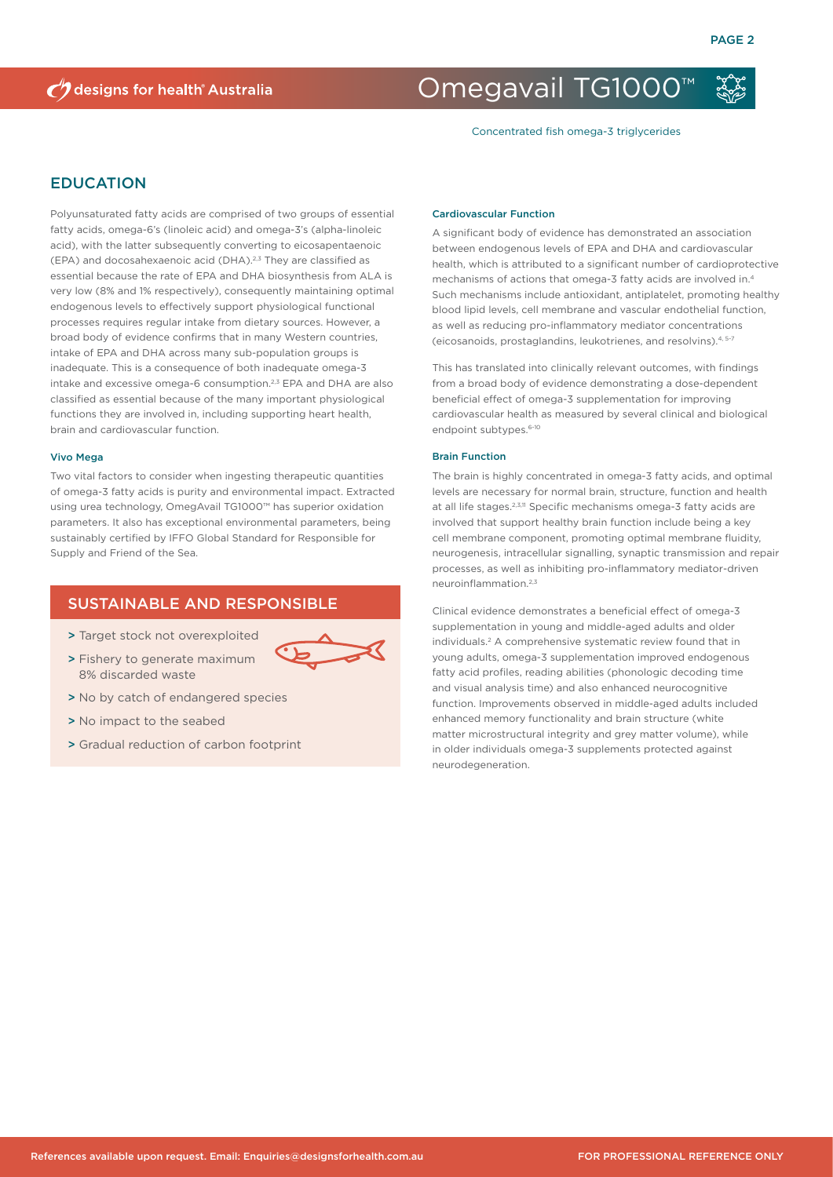# Omegavail TG1000™

Concentrated fish omega-3 triglycerides

## EDUCATION

Polyunsaturated fatty acids are comprised of two groups of essential fatty acids, omega-6's (linoleic acid) and omega-3's (alpha-linoleic acid), with the latter subsequently converting to eicosapentaenoic (EPA) and docosahexaenoic acid (DHA).[2,3] They are classified as essential because the rate of EPA and DHA biosynthesis from ALA is very low (8% and 1% respectively), consequently maintaining optimal endogenous levels to effectively support physiological functional processes requires regular intake from dietary sources. However, a broad body of evidence confirms that in many Western countries, intake of EPA and DHA across many sub-population groups is inadequate. This is a consequence of both inadequate omega-3 intake and excessive omega-6 consumption.[2,3] EPA and DHA are also classified as essential because of the many important physiological functions they are involved in, including supporting heart health, brain and cardiovascular function.

### Vivo Mega

Two vital factors to consider when ingesting therapeutic quantities of omega-3 fatty acids is purity and environmental impact. Extracted using urea technology, OmegAvail TG1000™ has superior oxidation parameters. It also has exceptional environmental parameters, being sustainably certified by IFFO Global Standard for Responsible for Supply and Friend of the Sea.

## SUSTAINABLE AND RESPONSIBLE

- Target stock not overexploited
- Fishery to generate maximum 8% discarded waste
- No by catch of endangered species
- No impact to the seabed
- Gradual reduction of carbon footprint

### Cardiovascular Function

A significant body of evidence has demonstrated an association between endogenous levels of EPA and DHA and cardiovascular health, which is attributed to a significant number of cardioprotective mechanisms of actions that omega-3 fatty acids are involved in.[4] Such mechanisms include antioxidant, antiplatelet, promoting healthy blood lipid levels, cell membrane and vascular endothelial function, as well as reducing pro-inflammatory mediator concentrations (eicosanoids, prostaglandins, leukotrienes, and resolvins).[4, 5-7]

This has translated into clinically relevant outcomes, with findings from a broad body of evidence demonstrating a dose-dependent beneficial effect of omega-3 supplementation for improving cardiovascular health as measured by several clinical and biological endpoint subtypes.[6-10]

### Brain Function

The brain is highly concentrated in omega-3 fatty acids, and optimal levels are necessary for normal brain, structure, function and health at all life stages.[2,3,11] Specific mechanisms omega-3 fatty acids are involved that support healthy brain function include being a key cell membrane component, promoting optimal membrane fluidity, neurogenesis, intracellular signalling, synaptic transmission and repair processes, as well as inhibiting pro-inflammatory mediator-driven neuroinflammation.[2,3]

Clinical evidence demonstrates a beneficial effect of omega-3 supplementation in young and middle-aged adults and older individuals.[2] A comprehensive systematic review found that in young adults, omega-3 supplementation improved endogenous fatty acid profiles, reading abilities (phonologic decoding time and visual analysis time) and also enhanced neurocognitive function. Improvements observed in middle-aged adults included enhanced memory functionality and brain structure (white matter microstructural integrity and grey matter volume), while in older individuals omega-3 supplements protected against neurodegeneration.

References available upon request. Email: Enquiries@designsforhealth.com.au

FOR PROFESSIONAL REFERENCE ONLY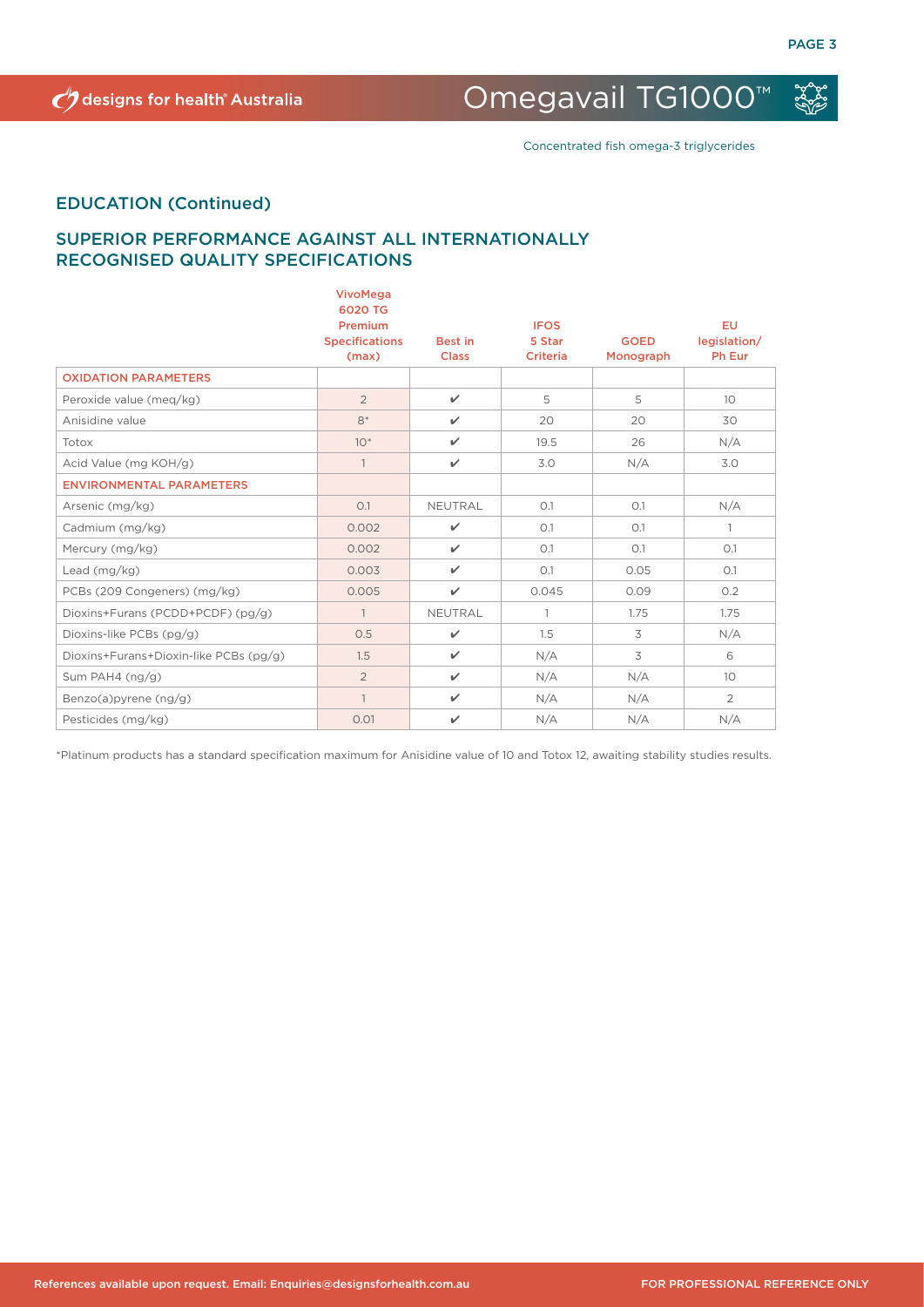## EDUCATION (Continued)

## SUPERIOR PERFORMANCE AGAINST ALL INTERNATIONALLY RECOGNISED QUALITY SPECIFICATIONS

| | VivoMega 6020 TG Premium Specifications (max) | Best in Class | IFOS 5 Star Criteria | GOED Monograph | EU legislation/ Ph Eur |
|---|---|---|---|---|---|
| **OXIDATION PARAMETERS** | | | | | |
| Peroxide value (meq/kg) | 2 | ✔ | 5 | 5 | 10 |
| Anisidine value | 8* | ✔ | 20 | 20 | 30 |
| Totox | 10* | ✔ | 19.5 | 26 | N/A |
| Acid Value (mg KOH/g) | 1 | ✔ | 3.0 | N/A | 3.0 |
| **ENVIRONMENTAL PARAMETERS** | | | | | |
| Arsenic (mg/kg) | 0.1 | NEUTRAL | 0.1 | 0.1 | N/A |
| Cadmium (mg/kg) | 0.002 | ✔ | 0.1 | 0.1 | 1 |
| Mercury (mg/kg) | 0.002 | ✔ | 0.1 | 0.1 | 0.1 |
| Lead (mg/kg) | 0.003 | ✔ | 0.1 | 0.05 | 0.1 |
| PCBs (209 Congeners) (mg/kg) | 0.005 | ✔ | 0.045 | 0.09 | 0.2 |
| Dioxins+Furans (PCDD+PCDF) (pg/g) | 1 | NEUTRAL | 1 | 1.75 | 1.75 |
| Dioxins-like PCBs (pg/g) | 0.5 | ✔ | 1.5 | 3 | N/A |
| Dioxins+Furans+Dioxin-like PCBs (pg/g) | 1.5 | ✔ | N/A | 3 | 6 |
| Sum PAH4 (ng/g) | 2 | ✔ | N/A | N/A | 10 |
| Benzo(a)pyrene (ng/g) | 1 | ✔ | N/A | N/A | 2 |
| Pesticides (mg/kg) | 0.01 | ✔ | N/A | N/A | N/A |

*Platinum products has a standard specification maximum for Anisidine value of 10 and Totox 12, awaiting stability studies results.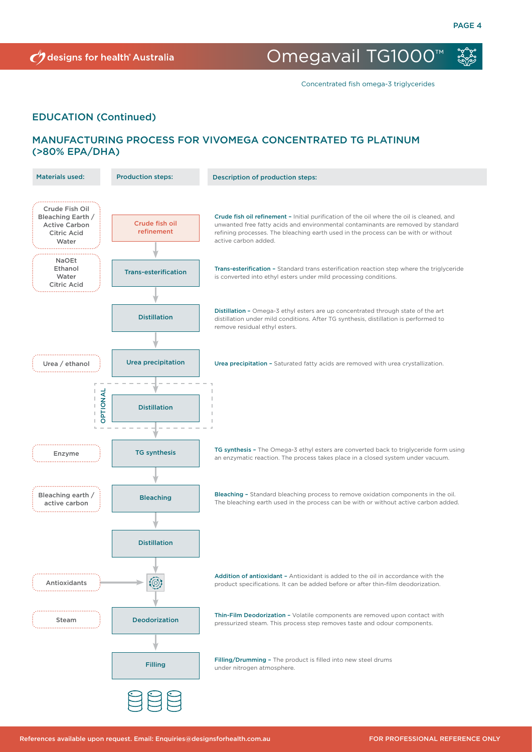## EDUCATION (Continued)

## MANUFACTURING PROCESS FOR VIVOMEGA CONCENTRATED TG PLATINUM (>80% EPA/DHA)

| Materials used: | Production steps: | Description of production steps: |
| --- | --- | --- |
| Crude Fish Oil, Bleaching Earth / Active Carbon, Citric Acid, Water | Crude fish oil refinement | **Crude fish oil refinement –** Initial purification of the oil where the oil is cleaned, and unwanted free fatty acids and environmental contaminants are removed by standard refining processes. The bleaching earth used in the process can be with or without active carbon added. |
| NaOEt, Ethanol, Water, Citric Acid | Trans-esterification | **Trans-esterification –** Standard trans esterification reaction step where the triglyceride is converted into ethyl esters under mild processing conditions. |
| | Distillation | **Distillation –** Omega-3 ethyl esters are up concentrated through state of the art distillation under mild conditions. After TG synthesis, distillation is performed to remove residual ethyl esters. |
| Urea / ethanol | Urea precipitation | **Urea precipitation –** Saturated fatty acids are removed with urea crystallization. |
| | Distillation (OPTIONAL) | |
| Enzyme | TG synthesis | **TG synthesis –** The Omega-3 ethyl esters are converted back to triglyceride form using an enzymatic reaction. The process takes place in a closed system under vacuum. |
| Bleaching earth / active carbon | Bleaching | **Bleaching –** Standard bleaching process to remove oxidation components in the oil. The bleaching earth used in the process can be with or without active carbon added. |
| | Distillation | |
| Antioxidants | (Addition of antioxidant) | **Addition of antioxidant –** Antioxidant is added to the oil in accordance with the product specifications. It can be added before or after thin-film deodorization. |
| Steam | Deodorization | **Thin-Film Deodorization –** Volatile components are removed upon contact with pressurized steam. This process step removes taste and odour components. |
| | Filling | **Filling/Drumming –** The product is filled into new steel drums under nitrogen atmosphere. |

References available upon request. Email: Enquiries@designsforhealth.com.au

FOR PROFESSIONAL REFERENCE ONLY